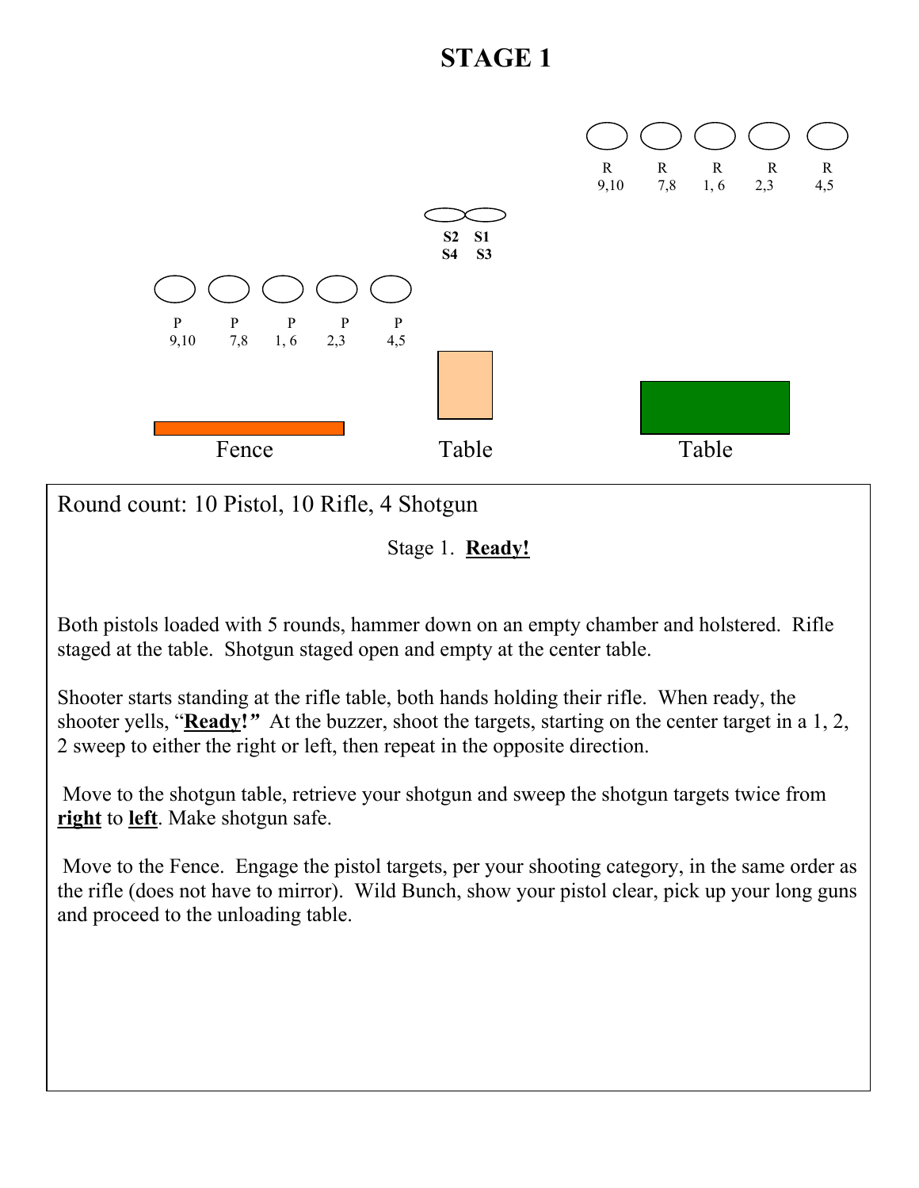# STAGE 1

R 9,10 | R 7,8 | R 1, 6 | R 2,3 | R 4,5

S2 S4 | S1 S3

P 9,10 | P 7,8 | P 1, 6 | P 2,3 | P 4,5

Fence | Table | Table

Round count: 10 Pistol, 10 Rifle, 4 Shotgun

Stage 1. **Ready!**

Both pistols loaded with 5 rounds, hammer down on an empty chamber and holstered. Rifle staged at the table. Shotgun staged open and empty at the center table.

Shooter starts standing at the rifle table, both hands holding their rifle. When ready, the shooter yells, "**Ready!**" At the buzzer, shoot the targets, starting on the center target in a 1, 2, 2 sweep to either the right or left, then repeat in the opposite direction.

Move to the shotgun table, retrieve your shotgun and sweep the shotgun targets twice from **right** to **left**. Make shotgun safe.

Move to the Fence. Engage the pistol targets, per your shooting category, in the same order as the rifle (does not have to mirror). Wild Bunch, show your pistol clear, pick up your long guns and proceed to the unloading table.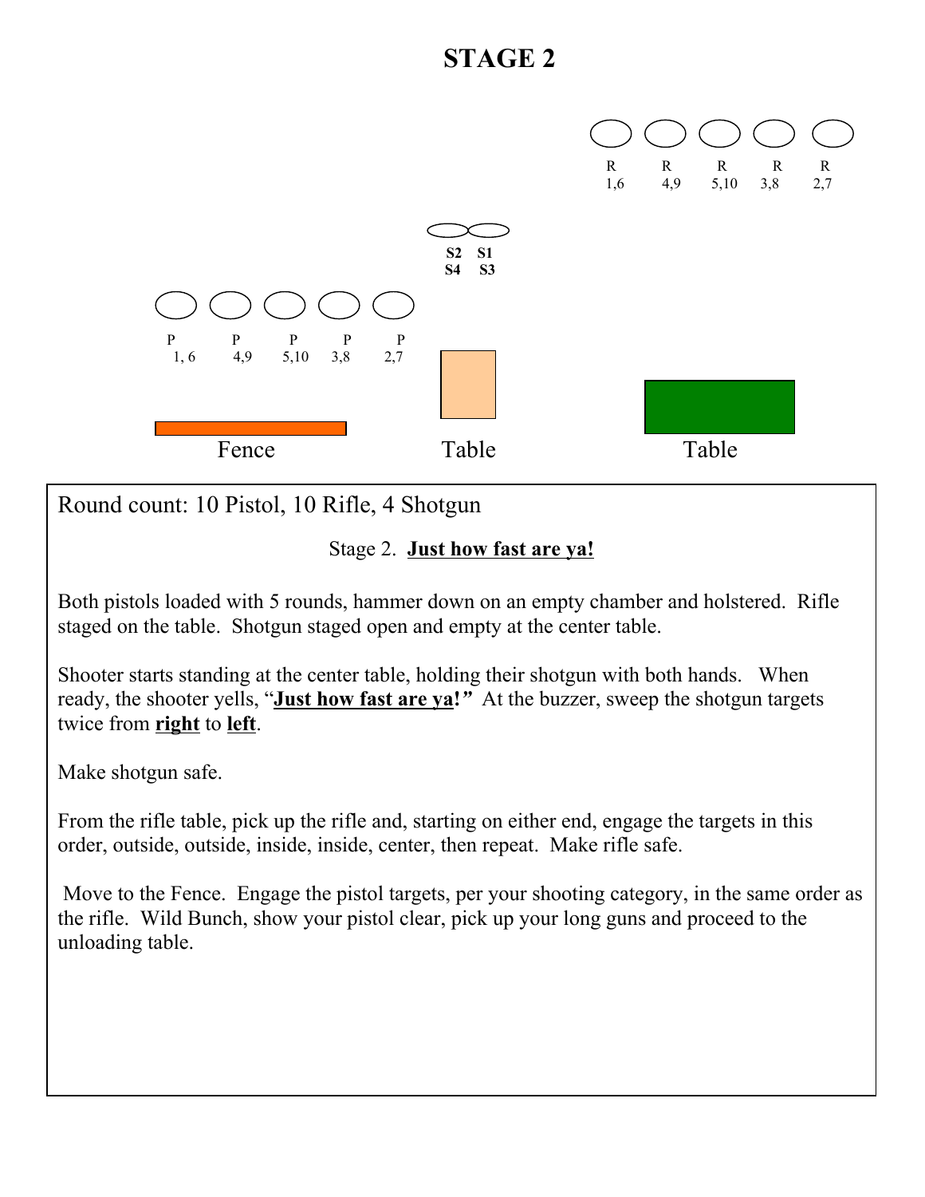# STAGE 2

R R R R R
1,6 4,9 5,10 3,8 2,7

S2 S1
S4 S3

P P P P P
1, 6 4,9 5,10 3,8 2,7

Fence Table Table

Round count: 10 Pistol, 10 Rifle, 4 Shotgun

Stage 2. **Just how fast are ya!**

Both pistols loaded with 5 rounds, hammer down on an empty chamber and holstered. Rifle staged on the table. Shotgun staged open and empty at the center table.

Shooter starts standing at the center table, holding their shotgun with both hands. When ready, the shooter yells, "**Just how fast are ya!**" At the buzzer, sweep the shotgun targets twice from **right** to **left**.

Make shotgun safe.

From the rifle table, pick up the rifle and, starting on either end, engage the targets in this order, outside, outside, inside, inside, center, then repeat. Make rifle safe.

Move to the Fence. Engage the pistol targets, per your shooting category, in the same order as the rifle. Wild Bunch, show your pistol clear, pick up your long guns and proceed to the unloading table.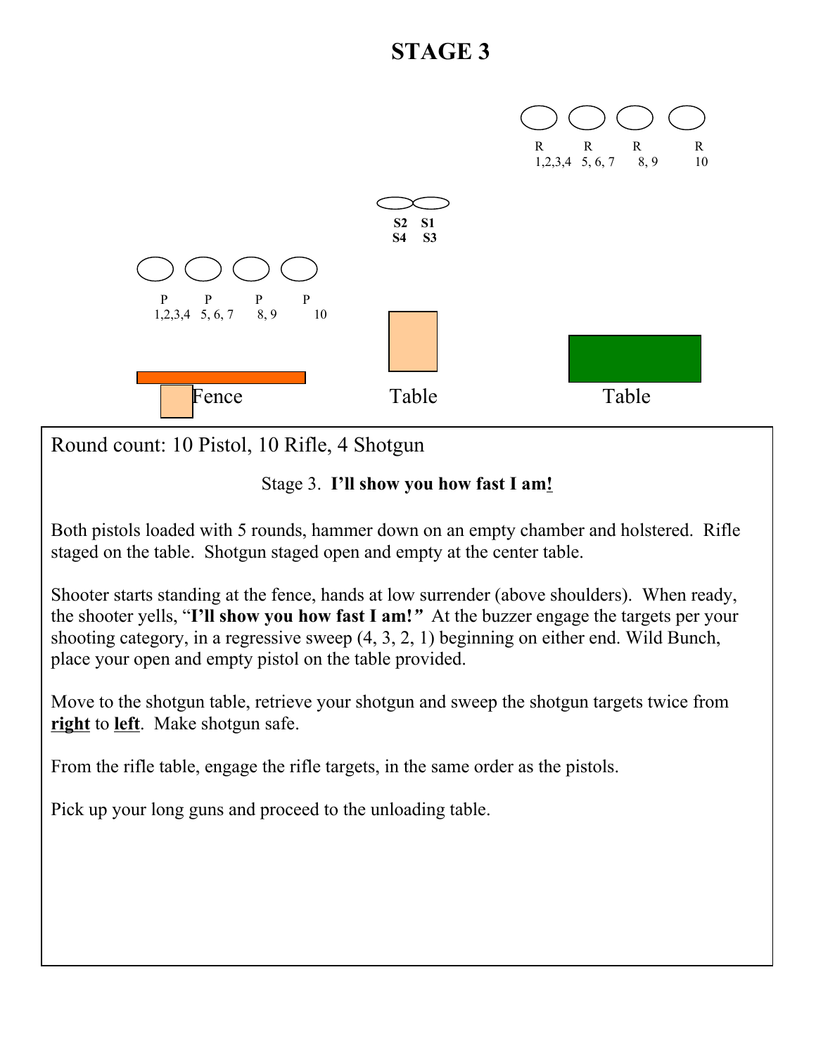# STAGE 3

R R R R
1,2,3,4 5, 6, 7 8, 9 10

**S2 S1**
**S4 S3**

P P P P
1,2,3,4 5, 6, 7 8, 9 10

Fence Table Table

Round count: 10 Pistol, 10 Rifle, 4 Shotgun

Stage 3. **I'll show you how fast I am!**

Both pistols loaded with 5 rounds, hammer down on an empty chamber and holstered. Rifle staged on the table. Shotgun staged open and empty at the center table.

Shooter starts standing at the fence, hands at low surrender (above shoulders). When ready, the shooter yells, "**I'll show you how fast I am!**" At the buzzer engage the targets per your shooting category, in a regressive sweep (4, 3, 2, 1) beginning on either end. Wild Bunch, place your open and empty pistol on the table provided.

Move to the shotgun table, retrieve your shotgun and sweep the shotgun targets twice from **right** to **left**. Make shotgun safe.

From the rifle table, engage the rifle targets, in the same order as the pistols.

Pick up your long guns and proceed to the unloading table.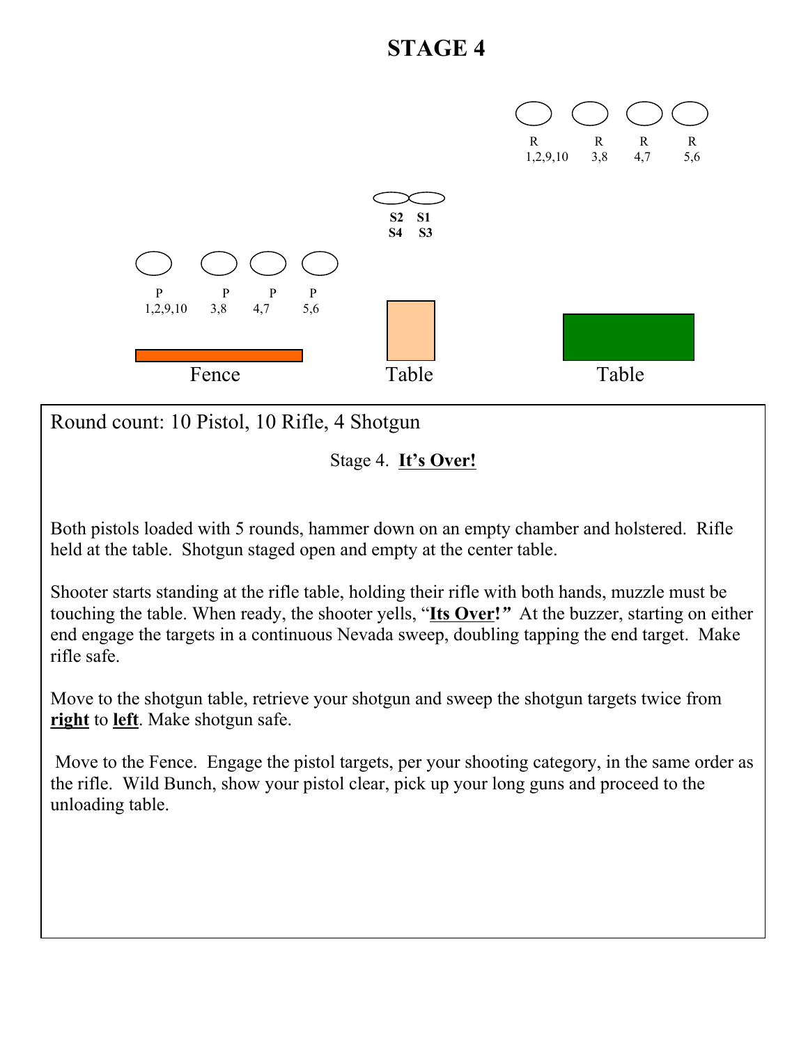# STAGE 4

R 1,2,9,10
R 3,8
R 4,7
R 5,6

S2 S4
S1 S3

P 1,2,9,10
P 3,8
P 4,7
P 5,6

Fence
Table
Table

Round count: 10 Pistol, 10 Rifle, 4 Shotgun

Stage 4. **It's Over!**

Both pistols loaded with 5 rounds, hammer down on an empty chamber and holstered. Rifle held at the table. Shotgun staged open and empty at the center table.

Shooter starts standing at the rifle table, holding their rifle with both hands, muzzle must be touching the table. When ready, the shooter yells, "**Its Over!**" At the buzzer, starting on either end engage the targets in a continuous Nevada sweep, doubling tapping the end target. Make rifle safe.

Move to the shotgun table, retrieve your shotgun and sweep the shotgun targets twice from **right** to **left**. Make shotgun safe.

Move to the Fence. Engage the pistol targets, per your shooting category, in the same order as the rifle. Wild Bunch, show your pistol clear, pick up your long guns and proceed to the unloading table.